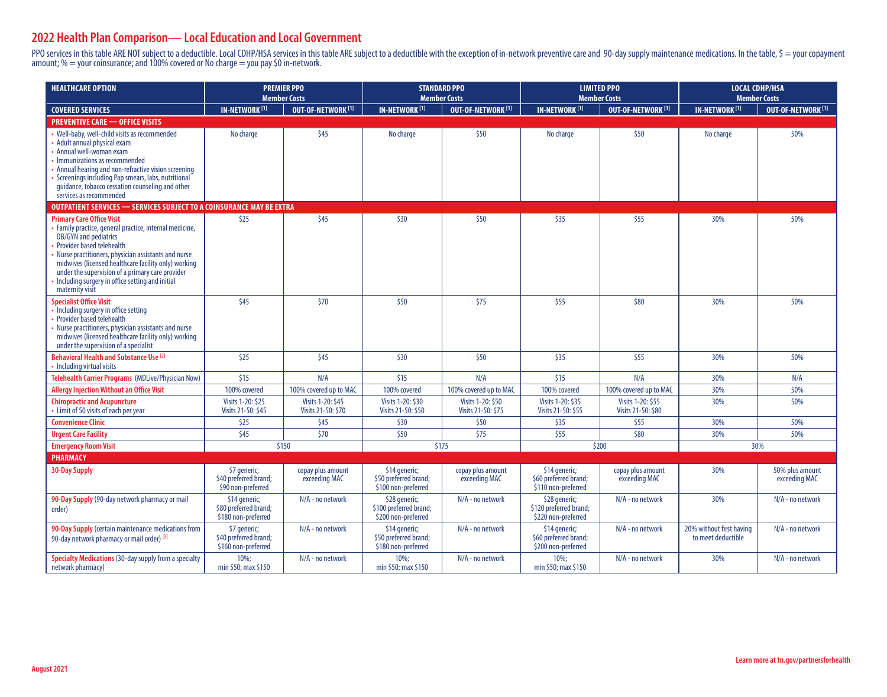# 2022 Health Plan Comparison— Local Education and Local Government

PPO services in this table ARE NOT subject to a deductible. Local CDHP/HSA services in this table ARE subject to a deductible with the exception of in-network preventive care and 90-day supply maintenance medications. In the table, $ = your copayment amount; % = your coinsurance; and 100% covered or No charge = you pay $0 in-network.

| HEALTHCARE OPTION | PREMIER PPO Member Costs | | STANDARD PPO Member Costs | | LIMITED PPO Member Costs | | LOCAL CDHP/HSA Member Costs | |
|---|---|---|---|---|---|---|---|---|
| **COVERED SERVICES** | **IN-NETWORK [1]** | **OUT-OF-NETWORK [1]** | **IN-NETWORK [1]** | **OUT-OF-NETWORK [1]** | **IN-NETWORK [1]** | **OUT-OF-NETWORK [1]** | **IN-NETWORK [1]** | **OUT-OF-NETWORK [1]** |
| **PREVENTIVE CARE — OFFICE VISITS** | | | | | | | | |
| • Well-baby, well-child visits as recommended<br>• Adult annual physical exam<br>• Annual well-woman exam<br>• Immunizations as recommended<br>• Annual hearing and non-refractive vision screening<br>• Screenings including Pap smears, labs, nutritional guidance, tobacco cessation counseling and other services as recommended | No charge | $45 | No charge | $50 | No charge | $50 | No charge | 50% |
| **OUTPATIENT SERVICES — SERVICES SUBJECT TO A COINSURANCE MAY BE EXTRA** | | | | | | | | |
| **Primary Care Office Visit**<br>• Family practice, general practice, internal medicine, OB/GYN and pediatrics<br>• Provider based telehealth<br>• Nurse practitioners, physician assistants and nurse midwives (licensed healthcare facility only) working under the supervision of a primary care provider<br>• Including surgery in office setting and initial maternity visit | $25 | $45 | $30 | $50 | $35 | $55 | 30% | 50% |
| **Specialist Office Visit**<br>• Including surgery in office setting<br>• Provider based telehealth<br>• Nurse practitioners, physician assistants and nurse midwives (licensed healthcare facility only) working under the supervision of a specialist | $45 | $70 | $50 | $75 | $55 | $80 | 30% | 50% |
| **Behavioral Health and Substance Use [2]**<br>• Including virtual visits | $25 | $45 | $30 | $50 | $35 | $55 | 30% | 50% |
| **Telehealth Carrier Programs** (MDLive/Physician Now) | $15 | N/A | $15 | N/A | $15 | N/A | 30% | N/A |
| **Allergy Injection Without an Office Visit** | 100% covered | 100% covered up to MAC | 100% covered | 100% covered up to MAC | 100% covered | 100% covered up to MAC | 30% | 50% |
| **Chiropractic and Acupuncture**<br>• Limit of 50 visits of each per year | Visits 1-20: $25<br>Visits 21-50: $45 | Visits 1-20: $45<br>Visits 21-50: $70 | Visits 1-20: $30<br>Visits 21-50: $50 | Visits 1-20: $50<br>Visits 21-50: $75 | Visits 1-20: $35<br>Visits 21-50: $55 | Visits 1-20: $55<br>Visits 21-50: $80 | 30% | 50% |
| **Convenience Clinic** | $25 | $45 | $30 | $50 | $35 | $55 | 30% | 50% |
| **Urgent Care Facility** | $45 | $70 | $50 | $75 | $55 | $80 | 30% | 50% |
| **Emergency Room Visit** | $150 | | $175 | | $200 | | 30% | |
| **PHARMACY** | | | | | | | | |
| **30-Day Supply** | $7 generic;<br>$40 preferred brand;<br>$90 non-preferred | copay plus amount exceeding MAC | $14 generic;<br>$50 preferred brand;<br>$100 non-preferred | copay plus amount exceeding MAC | $14 generic;<br>$60 preferred brand;<br>$110 non-preferred | copay plus amount exceeding MAC | 30% | 50% plus amount exceeding MAC |
| **90-Day Supply** (90-day network pharmacy or mail order) | $14 generic;<br>$80 preferred brand;<br>$180 non-preferred | N/A - no network | $28 generic;<br>$100 preferred brand;<br>$200 non-preferred | N/A - no network | $28 generic;<br>$120 preferred brand;<br>$220 non-preferred | N/A - no network | 30% | N/A - no network |
| **90-Day Supply** (certain maintenance medications from 90-day network pharmacy or mail order) [3] | $7 generic;<br>$40 preferred brand;<br>$160 non-preferred | N/A - no network | $14 generic;<br>$50 preferred brand;<br>$180 non-preferred | N/A - no network | $14 generic;<br>$60 preferred brand;<br>$200 non-preferred | N/A - no network | 20% without first having to meet deductible | N/A - no network |
| **Specialty Medications** (30-day supply from a specialty network pharmacy) | 10%;<br>min $50; max $150 | N/A - no network | 10%;<br>min $50; max $150 | N/A - no network | 10%;<br>min $50; max $150 | N/A - no network | 30% | N/A - no network |

August 2021

Learn more at tn.gov/partnersforhealth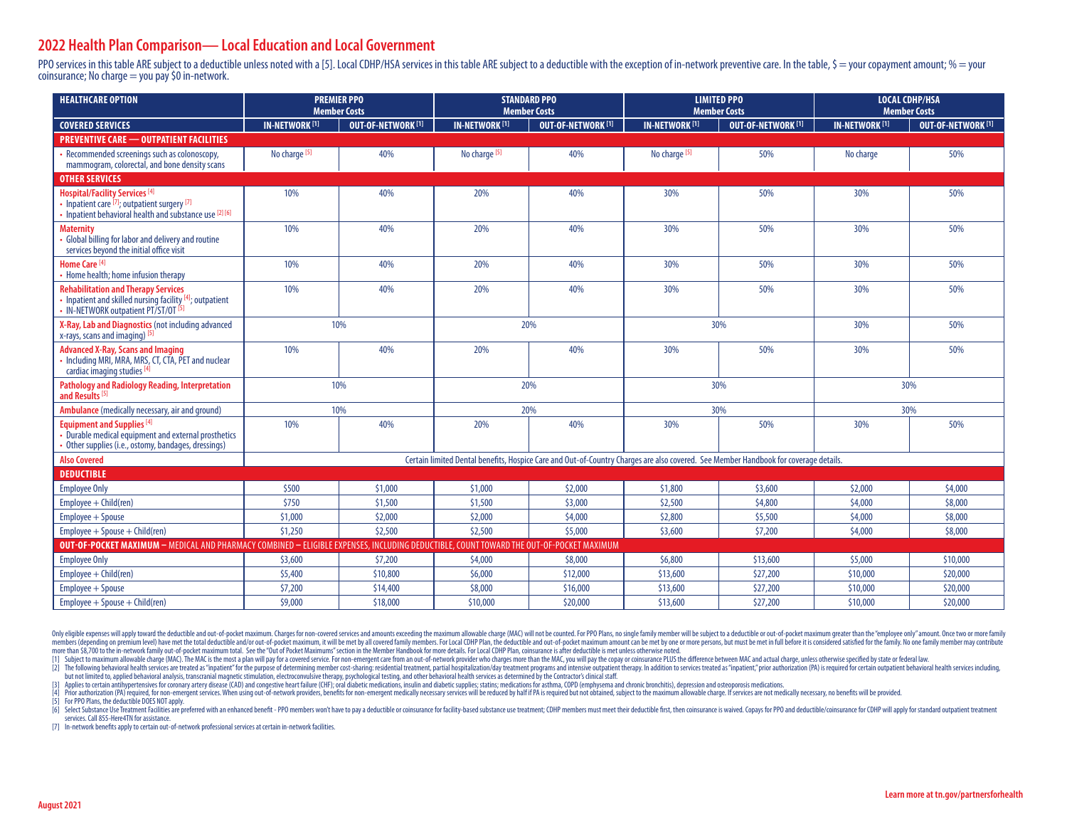# 2022 Health Plan Comparison— Local Education and Local Government

PPO services in this table ARE subject to a deductible unless noted with a [5]. Local CDHP/HSA services in this table ARE subject to a deductible with the exception of in-network preventive care. In the table, $ = your copayment amount; % = your coinsurance; No charge = you pay $0 in-network.

| HEALTHCARE OPTION | PREMIER PPO Member Costs | | STANDARD PPO Member Costs | | LIMITED PPO Member Costs | | LOCAL CDHP/HSA Member Costs | |
|---|---|---|---|---|---|---|---|---|
| **COVERED SERVICES** | **IN-NETWORK [1]** | **OUT-OF-NETWORK [1]** | **IN-NETWORK [1]** | **OUT-OF-NETWORK [1]** | **IN-NETWORK [1]** | **OUT-OF-NETWORK [1]** | **IN-NETWORK [1]** | **OUT-OF-NETWORK [1]** |
| **PREVENTIVE CARE — OUTPATIENT FACILITIES** | | | | | | | | |
| • Recommended screenings such as colonoscopy, mammogram, colorectal, and bone density scans | No charge [5] | 40% | No charge [5] | 40% | No charge [5] | 50% | No charge | 50% |
| **OTHER SERVICES** | | | | | | | | |
| **Hospital/Facility Services** [4] • Inpatient care [7]; outpatient surgery [7] • Inpatient behavioral health and substance use [2] [6] | 10% | 40% | 20% | 40% | 30% | 50% | 30% | 50% |
| **Maternity** • Global billing for labor and delivery and routine services beyond the initial office visit | 10% | 40% | 20% | 40% | 30% | 50% | 30% | 50% |
| **Home Care** [4] • Home health; home infusion therapy | 10% | 40% | 20% | 40% | 30% | 50% | 30% | 50% |
| **Rehabilitation and Therapy Services** • Inpatient and skilled nursing facility [4]; outpatient • IN-NETWORK outpatient PT/ST/OT [5] | 10% | 40% | 20% | 40% | 30% | 50% | 30% | 50% |
| **X-Ray, Lab and Diagnostics** (not including advanced x-rays, scans and imaging) [5] | 10% | | 20% | | 30% | | 30% | 50% |
| **Advanced X-Ray, Scans and Imaging** • Including MRI, MRA, MRS, CT, CTA, PET and nuclear cardiac imaging studies [4] | 10% | 40% | 20% | 40% | 30% | 50% | 30% | 50% |
| **Pathology and Radiology Reading, Interpretation and Results** [5] | 10% | | 20% | | 30% | | 30% | |
| **Ambulance** (medically necessary, air and ground) | 10% | | 20% | | 30% | | 30% | |
| **Equipment and Supplies** [4] • Durable medical equipment and external prosthetics • Other supplies (i.e., ostomy, bandages, dressings) | 10% | 40% | 20% | 40% | 30% | 50% | 30% | 50% |
| **Also Covered** | Certain limited Dental benefits, Hospice Care and Out-of-Country Charges are also covered. See Member Handbook for coverage details. | | | | | | | |
| **DEDUCTIBLE** | | | | | | | | |
| Employee Only | $500 | $1,000 | $1,000 | $2,000 | $1,800 | $3,600 | $2,000 | $4,000 |
| Employee + Child(ren) | $750 | $1,500 | $1,500 | $3,000 | $2,500 | $4,800 | $4,000 | $8,000 |
| Employee + Spouse | $1,000 | $2,000 | $2,000 | $4,000 | $2,800 | $5,500 | $4,000 | $8,000 |
| Employee + Spouse + Child(ren) | $1,250 | $2,500 | $2,500 | $5,000 | $3,600 | $7,200 | $4,000 | $8,000 |
| **OUT-OF-POCKET MAXIMUM** – MEDICAL AND PHARMACY COMBINED – ELIGIBLE EXPENSES, INCLUDING DEDUCTIBLE, COUNT TOWARD THE OUT-OF-POCKET MAXIMUM | | | | | | | | |
| Employee Only | $3,600 | $7,200 | $4,000 | $8,000 | $6,800 | $13,600 | $5,000 | $10,000 |
| Employee + Child(ren) | $5,400 | $10,800 | $6,000 | $12,000 | $13,600 | $27,200 | $10,000 | $20,000 |
| Employee + Spouse | $7,200 | $14,400 | $8,000 | $16,000 | $13,600 | $27,200 | $10,000 | $20,000 |
| Employee + Spouse + Child(ren) | $9,000 | $18,000 | $10,000 | $20,000 | $13,600 | $27,200 | $10,000 | $20,000 |

Only eligible expenses will apply toward the deductible and out-of-pocket maximum. Charges for non-covered services and amounts exceeding the maximum allowable charge (MAC) will not be counted. For PPO Plans, no single family member will be subject to a deductible or out-of-pocket maximum greater than the "employee only" amount. Once two or more family members (depending on premium level) have met the total deductible and/or out-of-pocket maximum, it will be met by all covered family members. For Local CDHP Plan, the deductible and out-of-pocket maximum amount can be met by one or more persons, but must be met in full before it is considered satisfied for the family. No one family member may contribute more than $8,700 to the in-network family out-of-pocket maximum total. See the "Out of Pocket Maximums" section in the Member Handbook for more details. For Local CDHP Plan, coinsurance is after deductible is met unless otherwise noted.

[1] Subject to maximum allowable charge (MAC). The MAC is the most a plan will pay for a covered service. For non-emergent care from an out-of-network provider who charges more than the MAC, you will pay the copay or coinsurance PLUS the difference between MAC and actual charge, unless otherwise specified by state or federal law.

[2] The following behavioral health services are treated as "inpatient" for the purpose of determining member cost-sharing: residential treatment, partial hospitalization/day treatment programs and intensive outpatient therapy. In addition to services treated as "inpatient," prior authorization (PA) is required for certain outpatient behavioral health services including, but not limited to, applied behavioral analysis, transcranial magnetic stimulation, electroconvulsive therapy, psychological testing, and other behavioral health services as determined by the Contractor's clinical staff.

[3] Applies to certain antihypertensives for coronary artery disease (CAD) and congestive heart failure (CHF); oral diabetic medications, insulin and diabetic supplies; statins; medications for asthma, COPD (emphysema and chronic bronchitis), depression and osteoporosis medications.

[4] Prior authorization (PA) required, for non-emergent services. When using out-of-network providers, benefits for non-emergent medically necessary services will be reduced by half if PA is required but not obtained, subject to the maximum allowable charge. If services are not medically necessary, no benefits will be provided.

[5] For PPO Plans, the deductible DOES NOT apply.

[6] Select Substance Use Treatment Facilities are preferred with an enhanced benefit - PPO members won't have to pay a deductible or coinsurance for facility-based substance use treatment; CDHP members must meet their deductible first, then coinsurance is waived. Copays for PPO and deductible/coinsurance for CDHP will apply for standard outpatient treatment services. Call 855-Here4TN for assistance.

[7] In-network benefits apply to certain out-of-network professional services at certain in-network facilities.

August 2021

Learn more at tn.gov/partnersforhealth